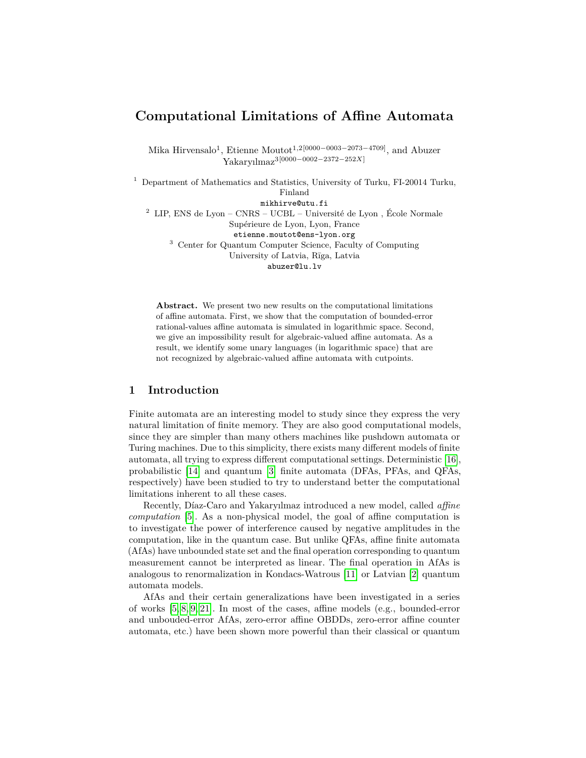# Computational Limitations of Affine Automata

Mika Hirvensalo[1], Etienne Moutot[1,2][0000−0003−2073−4709], and Abuzer Yakaryılmaz[3][0000−0002−2372−252X]

[1] Department of Mathematics and Statistics, University of Turku, FI-20014 Turku, Finland
mikhirve@utu.fi

[2] LIP, ENS de Lyon – CNRS – UCBL – Université de Lyon , École Normale Supérieure de Lyon, Lyon, France
etienne.moutot@ens-lyon.org

[3] Center for Quantum Computer Science, Faculty of Computing University of Latvia, Rīga, Latvia
abuzer@lu.lv

**Abstract.** We present two new results on the computational limitations of affine automata. First, we show that the computation of bounded-error rational-values affine automata is simulated in logarithmic space. Second, we give an impossibility result for algebraic-valued affine automata. As a result, we identify some unary languages (in logarithmic space) that are not recognized by algebraic-valued affine automata with cutpoints.

## 1 Introduction

Finite automata are an interesting model to study since they express the very natural limitation of finite memory. They are also good computational models, since they are simpler than many others machines like pushdown automata or Turing machines. Due to this simplicity, there exists many different models of finite automata, all trying to express different computational settings. Deterministic [16], probabilistic [14] and quantum [3] finite automata (DFAs, PFAs, and QFAs, respectively) have been studied to try to understand better the computational limitations inherent to all these cases.

Recently, Díaz-Caro and Yakaryılmaz introduced a new model, called *affine computation* [5]. As a non-physical model, the goal of affine computation is to investigate the power of interference caused by negative amplitudes in the computation, like in the quantum case. But unlike QFAs, affine finite automata (AfAs) have unbounded state set and the final operation corresponding to quantum measurement cannot be interpreted as linear. The final operation in AfAs is analogous to renormalization in Kondacs-Watrous [11] or Latvian [2] quantum automata models.

AfAs and their certain generalizations have been investigated in a series of works [5, 8, 9, 21]. In most of the cases, affine models (e.g., bounded-error and unbouded-error AfAs, zero-error affine OBDDs, zero-error affine counter automata, etc.) have been shown more powerful than their classical or quantum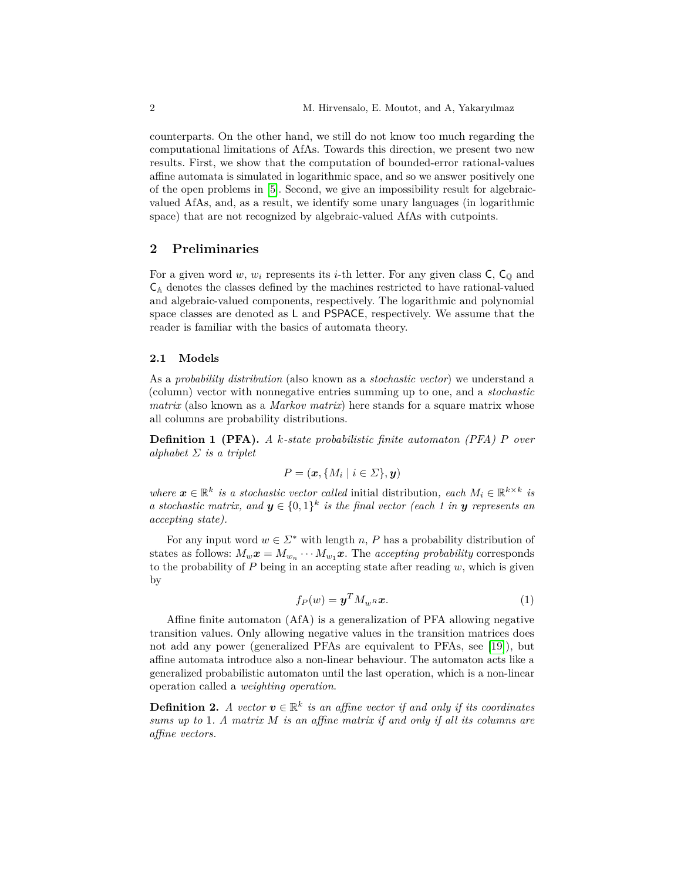counterparts. On the other hand, we still do not know too much regarding the computational limitations of AfAs. Towards this direction, we present two new results. First, we show that the computation of bounded-error rational-values affine automata is simulated in logarithmic space, and so we answer positively one of the open problems in [5]. Second, we give an impossibility result for algebraic-valued AfAs, and, as a result, we identify some unary languages (in logarithmic space) that are not recognized by algebraic-valued AfAs with cutpoints.

## 2 Preliminaries

For a given word $w$, $w_i$ represents its $i$-th letter. For any given class $\mathsf{C}$, $\mathsf{C}_{\mathbb{Q}}$ and $\mathsf{C}_{\mathbb{A}}$ denotes the classes defined by the machines restricted to have rational-valued and algebraic-valued components, respectively. The logarithmic and polynomial space classes are denoted as $\mathsf{L}$ and $\mathsf{PSPACE}$, respectively. We assume that the reader is familiar with the basics of automata theory.

### 2.1 Models

As a *probability distribution* (also known as a *stochastic vector*) we understand a (column) vector with nonnegative entries summing up to one, and a *stochastic matrix* (also known as a *Markov matrix*) here stands for a square matrix whose all columns are probability distributions.

**Definition 1 (PFA).** *A $k$-state probabilistic finite automaton (PFA) $P$ over alphabet $\Sigma$ is a triplet*

$$P = (\boldsymbol{x}, \{M_i \mid i \in \Sigma\}, \boldsymbol{y})$$

*where $\boldsymbol{x} \in \mathbb{R}^k$ is a stochastic vector called* initial distribution*, each $M_i \in \mathbb{R}^{k \times k}$ is a stochastic matrix, and $\boldsymbol{y} \in \{0,1\}^k$ is the final vector (each 1 in $\boldsymbol{y}$ represents an accepting state).*

For any input word $w \in \Sigma^*$ with length $n$, $P$ has a probability distribution of states as follows: $M_w \boldsymbol{x} = M_{w_n} \cdots M_{w_1} \boldsymbol{x}$. The *accepting probability* corresponds to the probability of $P$ being in an accepting state after reading $w$, which is given by

$$f_P(w) = \boldsymbol{y}^T M_{w^R} \boldsymbol{x}. \tag{1}$$

Affine finite automaton (AfA) is a generalization of PFA allowing negative transition values. Only allowing negative values in the transition matrices does not add any power (generalized PFAs are equivalent to PFAs, see [19]), but affine automata introduce also a non-linear behaviour. The automaton acts like a generalized probabilistic automaton until the last operation, which is a non-linear operation called a *weighting operation*.

**Definition 2.** *A vector $\boldsymbol{v} \in \mathbb{R}^k$ is an affine vector if and only if its coordinates sums up to 1. A matrix $M$ is an affine matrix if and only if all its columns are affine vectors.*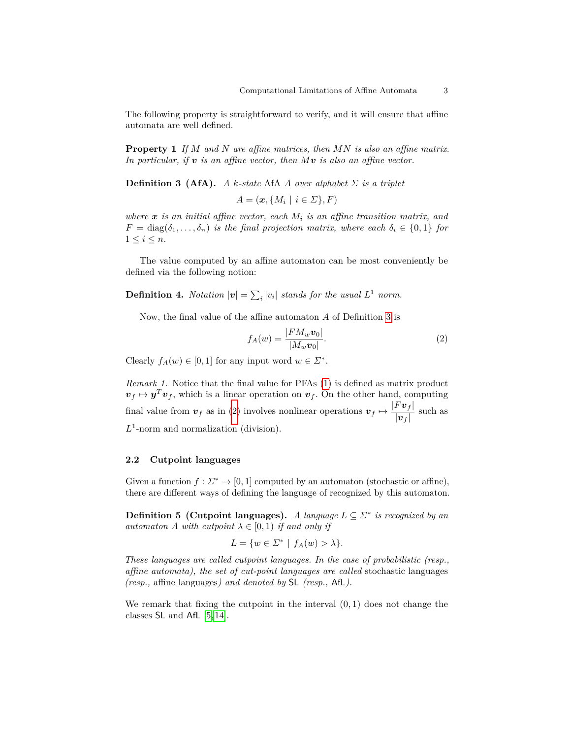The following property is straightforward to verify, and it will ensure that affine automata are well defined.

**Property 1** *If $M$ and $N$ are affine matrices, then $MN$ is also an affine matrix. In particular, if $\boldsymbol{v}$ is an affine vector, then $M\boldsymbol{v}$ is also an affine vector.*

**Definition 3 (AfA).** *A $k$-state* AfA *$A$ over alphabet $\Sigma$ is a triplet*

$$A = (\boldsymbol{x}, \{M_i \mid i \in \Sigma\}, F)$$

*where $\boldsymbol{x}$ is an initial affine vector, each $M_i$ is an affine transition matrix, and $F = \mathrm{diag}(\delta_1, \ldots, \delta_n)$ is the final projection matrix, where each $\delta_i \in \{0, 1\}$ for $1 \leq i \leq n$.*

The value computed by an affine automaton can be most conveniently be defined via the following notion:

**Definition 4.** *Notation $|\boldsymbol{v}| = \sum_i |v_i|$ stands for the usual $L^1$ norm.*

Now, the final value of the affine automaton $A$ of Definition 3 is

$$f_A(w) = \frac{|FM_w\boldsymbol{v}_0|}{|M_w\boldsymbol{v}_0|}. \tag{2}$$

Clearly $f_A(w) \in [0, 1]$ for any input word $w \in \Sigma^*$.

*Remark 1.* Notice that the final value for PFAs (1) is defined as matrix product $\boldsymbol{v}_f \mapsto \boldsymbol{y}^T\boldsymbol{v}_f$, which is a linear operation on $\boldsymbol{v}_f$. On the other hand, computing final value from $\boldsymbol{v}_f$ as in (2) involves nonlinear operations $\boldsymbol{v}_f \mapsto \dfrac{|F\boldsymbol{v}_f|}{|\boldsymbol{v}_f|}$ such as $L^1$-norm and normalization (division).

### 2.2 Cutpoint languages

Given a function $f : \Sigma^* \to [0, 1]$ computed by an automaton (stochastic or affine), there are different ways of defining the language of recognized by this automaton.

**Definition 5 (Cutpoint languages).** *A language $L \subseteq \Sigma^*$ is recognized by an automaton $A$ with cutpoint $\lambda \in [0, 1)$ if and only if*

$$L = \{w \in \Sigma^* \mid f_A(w) > \lambda\}.$$

*These languages are called cutpoint languages. In the case of probabilistic (resp., affine automata), the set of cut-point languages are called* stochastic languages *(resp.,* affine languages*) and denoted by* SL *(resp.,* AfL*).*

We remark that fixing the cutpoint in the interval $(0, 1)$ does not change the classes SL and AfL [5,14].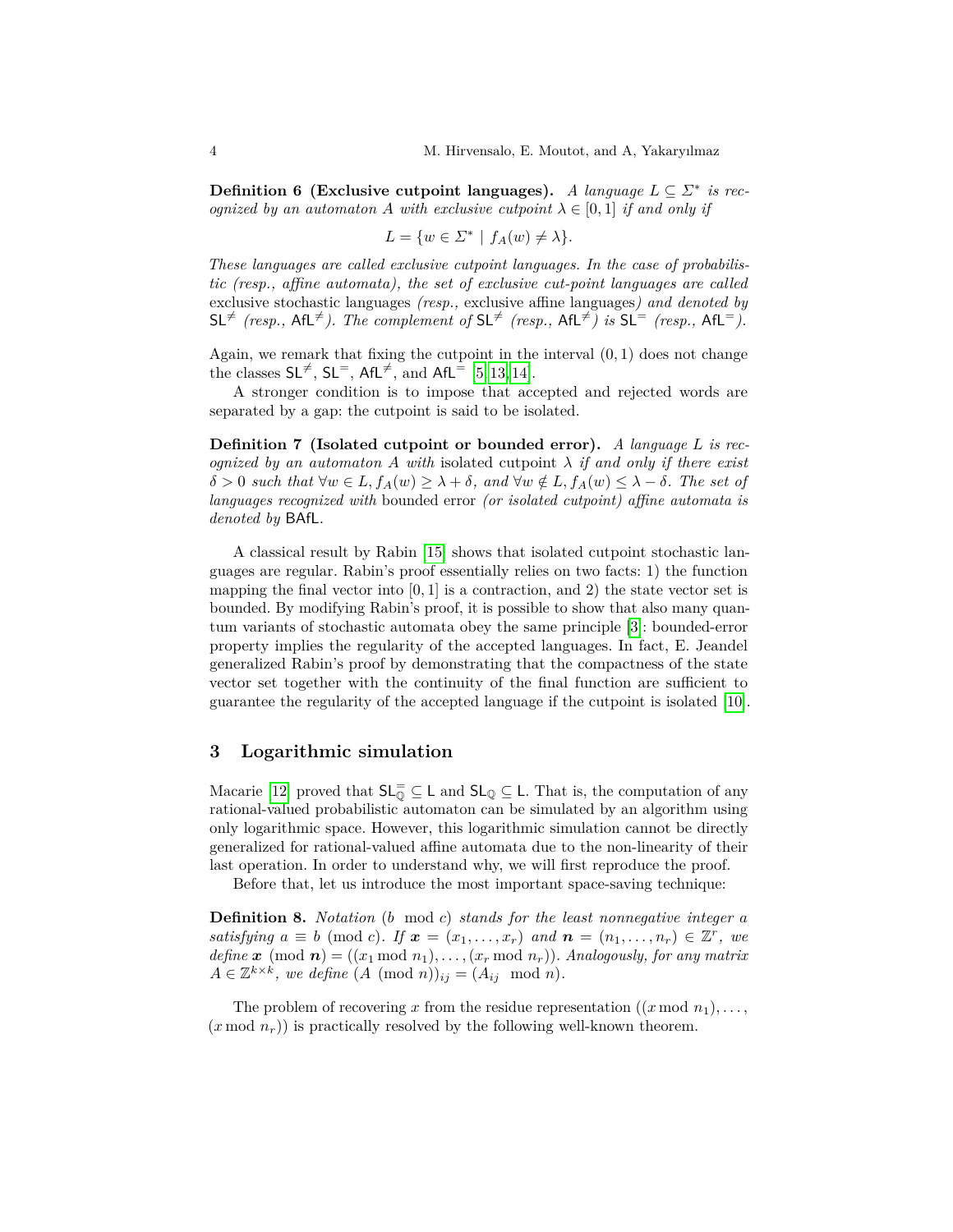**Definition 6 (Exclusive cutpoint languages).** *A language $L \subseteq \Sigma^*$ is recognized by an automaton $A$ with exclusive cutpoint $\lambda \in [0, 1]$ if and only if*

$$L = \{w \in \Sigma^* \mid f_A(w) \neq \lambda\}.$$

*These languages are called exclusive cutpoint languages. In the case of probabilistic (resp., affine automata), the set of exclusive cut-point languages are called* exclusive stochastic languages *(resp.,* exclusive affine languages*) and denoted by $\mathsf{SL}^{\neq}$ (resp., $\mathsf{AfL}^{\neq}$). The complement of $\mathsf{SL}^{\neq}$ (resp., $\mathsf{AfL}^{\neq}$) is $\mathsf{SL}^{=}$ (resp., $\mathsf{AfL}^{=}$).*

Again, we remark that fixing the cutpoint in the interval $(0, 1)$ does not change the classes $\mathsf{SL}^{\neq}$, $\mathsf{SL}^{=}$, $\mathsf{AfL}^{\neq}$, and $\mathsf{AfL}^{=}$ [5,13,14].

A stronger condition is to impose that accepted and rejected words are separated by a gap: the cutpoint is said to be isolated.

**Definition 7 (Isolated cutpoint or bounded error).** *A language $L$ is recognized by an automaton $A$ with* isolated cutpoint *$\lambda$ if and only if there exist $\delta > 0$ such that $\forall w \in L, f_A(w) \geq \lambda + \delta$, and $\forall w \notin L, f_A(w) \leq \lambda - \delta$. The set of languages recognized with* bounded error *(or isolated cutpoint) affine automata is denoted by $\mathsf{BAfL}$.*

A classical result by Rabin [15] shows that isolated cutpoint stochastic languages are regular. Rabin's proof essentially relies on two facts: 1) the function mapping the final vector into $[0, 1]$ is a contraction, and 2) the state vector set is bounded. By modifying Rabin's proof, it is possible to show that also many quantum variants of stochastic automata obey the same principle [3]: bounded-error property implies the regularity of the accepted languages. In fact, E. Jeandel generalized Rabin's proof by demonstrating that the compactness of the state vector set together with the continuity of the final function are sufficient to guarantee the regularity of the accepted language if the cutpoint is isolated [10].

## 3 Logarithmic simulation

Macarie [12] proved that $\mathsf{SL}_{\mathbb{Q}}^{=} \subseteq \mathsf{L}$ and $\mathsf{SL}_{\mathbb{Q}} \subseteq \mathsf{L}$. That is, the computation of any rational-valued probabilistic automaton can be simulated by an algorithm using only logarithmic space. However, this logarithmic simulation cannot be directly generalized for rational-valued affine automata due to the non-linearity of their last operation. In order to understand why, we will first reproduce the proof.

Before that, let us introduce the most important space-saving technique:

**Definition 8.** *Notation $(b \mod c)$ stands for the least nonnegative integer $a$ satisfying $a \equiv b \pmod{c}$. If $\boldsymbol{x} = (x_1, \ldots, x_r)$ and $\boldsymbol{n} = (n_1, \ldots, n_r) \in \mathbb{Z}^r$, we define $\boldsymbol{x} \pmod{\boldsymbol{n}} = ((x_1 \bmod n_1), \ldots, (x_r \bmod n_r))$. Analogously, for any matrix $A \in \mathbb{Z}^{k \times k}$, we define $(A \pmod{n})_{ij} = (A_{ij} \mod n)$.*

The problem of recovering $x$ from the residue representation $((x \bmod n_1), \ldots, (x \bmod n_r))$ is practically resolved by the following well-known theorem.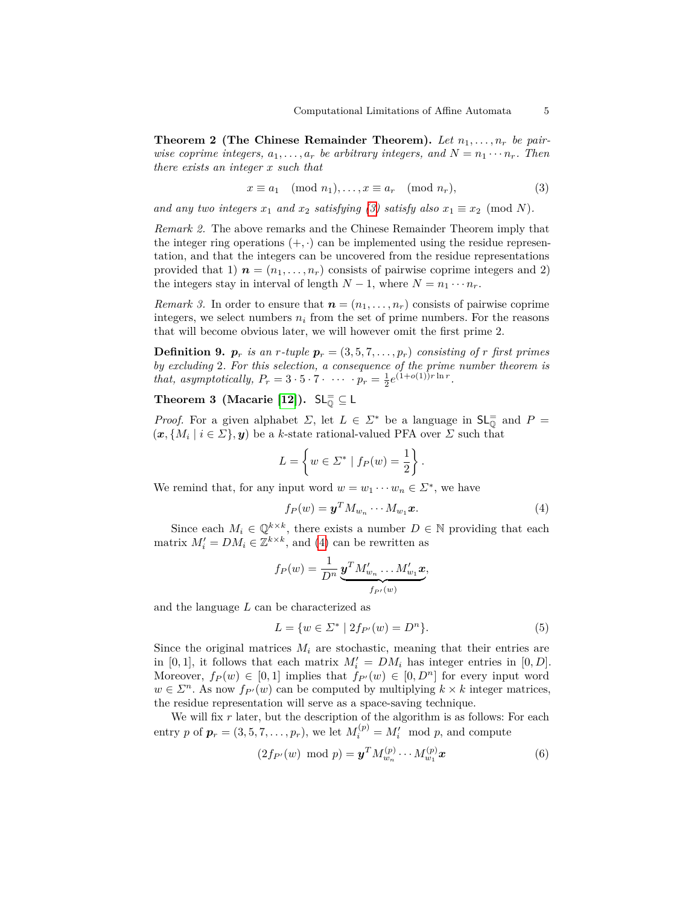**Theorem 2 (The Chinese Remainder Theorem).** *Let $n_1, \ldots, n_r$ be pairwise coprime integers, $a_1, \ldots, a_r$ be arbitrary integers, and $N = n_1 \cdots n_r$. Then there exists an integer $x$ such that*

$$x \equiv a_1 \pmod{n_1}, \ldots, x \equiv a_r \pmod{n_r}, \tag{3}$$

*and any two integers $x_1$ and $x_2$ satisfying (3) satisfy also $x_1 \equiv x_2 \pmod{N}$.*

*Remark 2.* The above remarks and the Chinese Remainder Theorem imply that the integer ring operations $(+, \cdot)$ can be implemented using the residue representation, and that the integers can be uncovered from the residue representations provided that 1) $\boldsymbol{n} = (n_1, \ldots, n_r)$ consists of pairwise coprime integers and 2) the integers stay in interval of length $N - 1$, where $N = n_1 \cdots n_r$.

*Remark 3.* In order to ensure that $\boldsymbol{n} = (n_1, \ldots, n_r)$ consists of pairwise coprime integers, we select numbers $n_i$ from the set of prime numbers. For the reasons that will become obvious later, we will however omit the first prime 2.

**Definition 9.** *$\boldsymbol{p}_r$ is an $r$-tuple $\boldsymbol{p}_r = (3, 5, 7, \ldots, p_r)$ consisting of $r$ first primes by excluding 2. For this selection, a consequence of the prime number theorem is that, asymptotically, $P_r = 3 \cdot 5 \cdot 7 \cdot \ \cdots \ \cdot p_r = \frac{1}{2} e^{(1+o(1)) r \ln r}$.*

**Theorem 3 (Macarie [12]).** $\mathsf{SL}_{\mathbb{Q}}^{=} \subseteq \mathsf{L}$

*Proof.* For a given alphabet $\Sigma$, let $L \in \Sigma^*$ be a language in $\mathsf{SL}_{\mathbb{Q}}^{=}$ and $P = (\boldsymbol{x}, \{M_i \mid i \in \Sigma\}, \boldsymbol{y})$ be a $k$-state rational-valued PFA over $\Sigma$ such that

$$L = \left\{ w \in \Sigma^* \mid f_P(w) = \frac{1}{2} \right\}.$$

We remind that, for any input word $w = w_1 \cdots w_n \in \Sigma^*$, we have

$$f_P(w) = \boldsymbol{y}^T M_{w_n} \cdots M_{w_1} \boldsymbol{x}. \tag{4}$$

Since each $M_i \in \mathbb{Q}^{k \times k}$, there exists a number $D \in \mathbb{N}$ providing that each matrix $M'_i = D M_i \in \mathbb{Z}^{k \times k}$, and (4) can be rewritten as

$$f_P(w) = \frac{1}{D^n} \underbrace{\boldsymbol{y}^T M'_{w_n} \ldots M'_{w_1} \boldsymbol{x}}_{f_{P'}(w)},$$

and the language $L$ can be characterized as

$$L = \{ w \in \Sigma^* \mid 2 f_{P'}(w) = D^n \}. \tag{5}$$

Since the original matrices $M_i$ are stochastic, meaning that their entries are in $[0, 1]$, it follows that each matrix $M'_i = D M_i$ has integer entries in $[0, D]$. Moreover, $f_P(w) \in [0, 1]$ implies that $f_{P'}(w) \in [0, D^n]$ for every input word $w \in \Sigma^n$. As now $f_{P'}(w)$ can be computed by multiplying $k \times k$ integer matrices, the residue representation will serve as a space-saving technique.

We will fix $r$ later, but the description of the algorithm is as follows: For each entry $p$ of $\boldsymbol{p}_r = (3, 5, 7, \ldots, p_r)$, we let $M_i^{(p)} = M'_i \mod p$, and compute

$$(2 f_{P'}(w) \mod p) = \boldsymbol{y}^T M_{w_n}^{(p)} \cdots M_{w_1}^{(p)} \boldsymbol{x} \tag{6}$$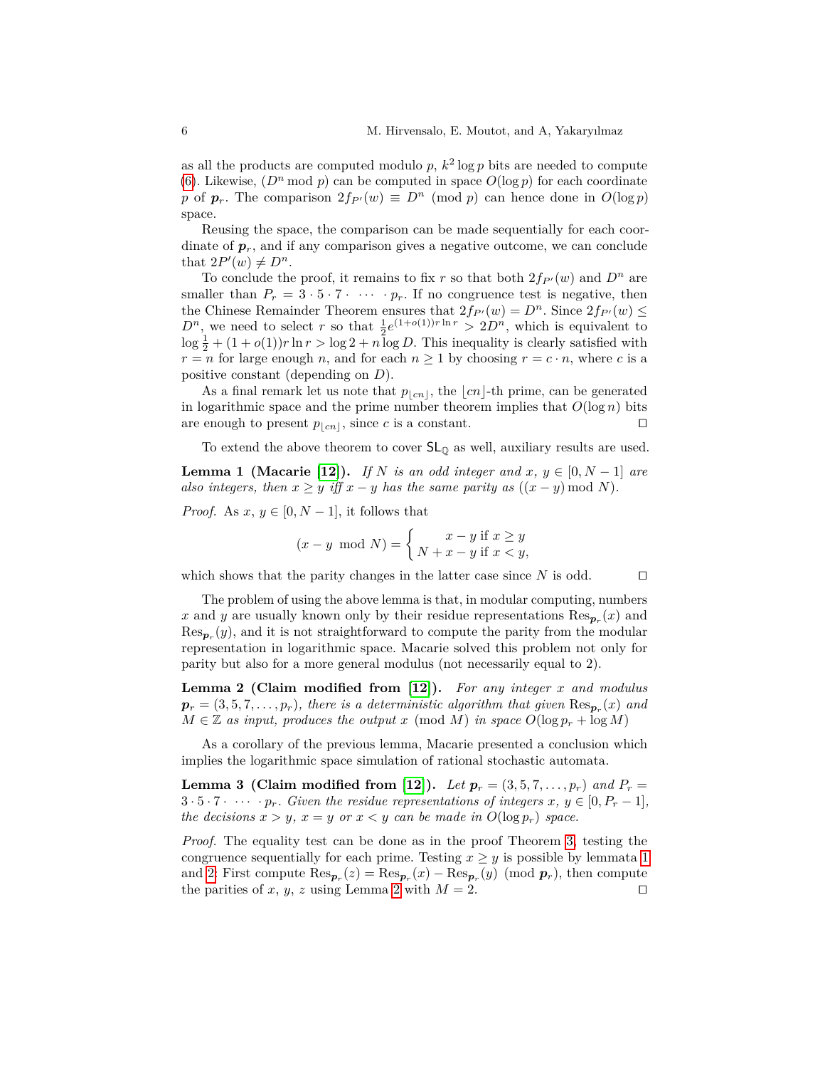as all the products are computed modulo $p$, $k^2 \log p$ bits are needed to compute (6). Likewise, $(D^n \bmod p)$ can be computed in space $O(\log p)$ for each coordinate $p$ of $\boldsymbol{p}_r$. The comparison $2f_{P'}(w) \equiv D^n \pmod p$ can hence done in $O(\log p)$ space.

Reusing the space, the comparison can be made sequentially for each coordinate of $\boldsymbol{p}_r$, and if any comparison gives a negative outcome, we can conclude that $2P'(w) \neq D^n$.

To conclude the proof, it remains to fix $r$ so that both $2f_{P'}(w)$ and $D^n$ are smaller than $P_r = 3 \cdot 5 \cdot 7 \cdot \cdots \cdot p_r$. If no congruence test is negative, then the Chinese Remainder Theorem ensures that $2f_{P'}(w) = D^n$. Since $2f_{P'}(w) \leq D^n$, we need to select $r$ so that $\frac{1}{2}e^{(1+o(1))r \ln r} > 2D^n$, which is equivalent to $\log\frac{1}{2} + (1+o(1))r \ln r > \log 2 + n \log D$. This inequality is clearly satisfied with $r = n$ for large enough $n$, and for each $n \geq 1$ by choosing $r = c \cdot n$, where $c$ is a positive constant (depending on $D$).

As a final remark let us note that $p_{\lfloor cn \rfloor}$, the $\lfloor cn \rfloor$-th prime, can be generated in logarithmic space and the prime number theorem implies that $O(\log n)$ bits are enough to present $p_{\lfloor cn \rfloor}$, since $c$ is a constant. □

To extend the above theorem to cover $\mathsf{SL}_{\mathbb{Q}}$ as well, auxiliary results are used.

**Lemma 1 (Macarie [12]).** *If $N$ is an odd integer and $x$, $y \in [0, N-1]$ are also integers, then $x \geq y$ iff $x - y$ has the same parity as $((x-y) \bmod N)$.*

*Proof.* As $x$, $y \in [0, N-1]$, it follows that

$$(x - y \mod N) = \begin{cases} x - y \text{ if } x \geq y \\ N + x - y \text{ if } x < y, \end{cases}$$

which shows that the parity changes in the latter case since $N$ is odd. □

The problem of using the above lemma is that, in modular computing, numbers $x$ and $y$ are usually known only by their residue representations $\mathrm{Res}_{\boldsymbol{p}_r}(x)$ and $\mathrm{Res}_{\boldsymbol{p}_r}(y)$, and it is not straightforward to compute the parity from the modular representation in logarithmic space. Macarie solved this problem not only for parity but also for a more general modulus (not necessarily equal to 2).

**Lemma 2 (Claim modified from [12]).** *For any integer $x$ and modulus $\boldsymbol{p}_r = (3, 5, 7, \ldots, p_r)$, there is a deterministic algorithm that given $\mathrm{Res}_{\boldsymbol{p}_r}(x)$ and $M \in \mathbb{Z}$ as input, produces the output $x \pmod M$ in space $O(\log p_r + \log M)$*

As a corollary of the previous lemma, Macarie presented a conclusion which implies the logarithmic space simulation of rational stochastic automata.

**Lemma 3 (Claim modified from [12]).** *Let $\boldsymbol{p}_r = (3, 5, 7, \ldots, p_r)$ and $P_r = 3 \cdot 5 \cdot 7 \cdot \cdots \cdot p_r$. Given the residue representations of integers $x$, $y \in [0, P_r - 1]$, the decisions $x > y$, $x = y$ or $x < y$ can be made in $O(\log p_r)$ space.*

*Proof.* The equality test can be done as in the proof Theorem 3, testing the congruence sequentially for each prime. Testing $x \geq y$ is possible by lemmata 1 and 2: First compute $\mathrm{Res}_{\boldsymbol{p}_r}(z) = \mathrm{Res}_{\boldsymbol{p}_r}(x) - \mathrm{Res}_{\boldsymbol{p}_r}(y) \pmod{\boldsymbol{p}_r}$, then compute the parities of $x$, $y$, $z$ using Lemma 2 with $M = 2$. □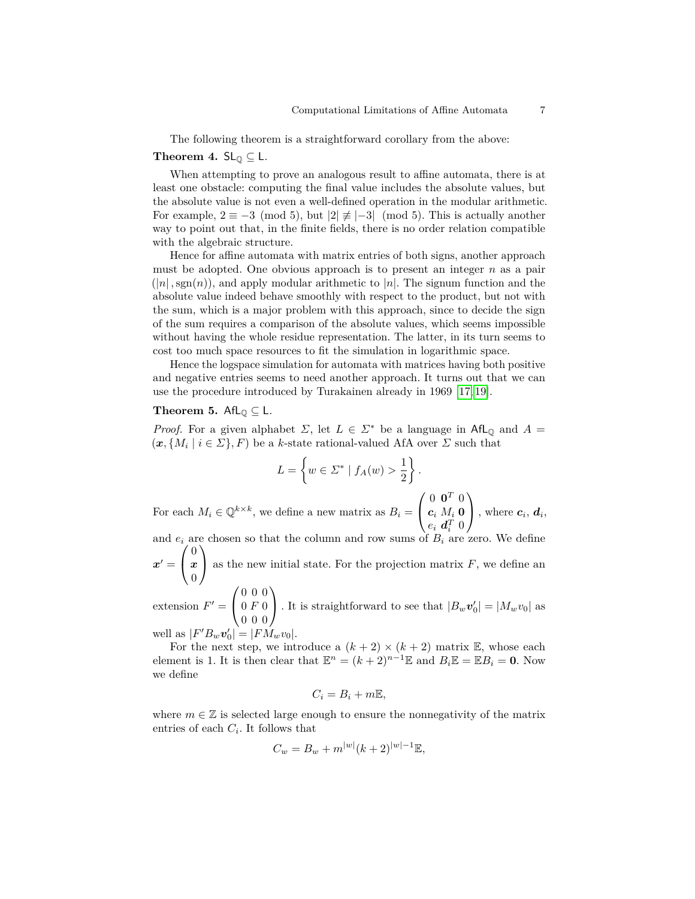The following theorem is a straightforward corollary from the above:

**Theorem 4.** $\mathsf{SL}_{\mathbb{Q}} \subseteq \mathsf{L}$.

When attempting to prove an analogous result to affine automata, there is at least one obstacle: computing the final value includes the absolute values, but the absolute value is not even a well-defined operation in the modular arithmetic. For example, $2 \equiv -3 \pmod 5$, but $|2| \not\equiv |-3| \pmod 5$. This is actually another way to point out that, in the finite fields, there is no order relation compatible with the algebraic structure.

Hence for affine automata with matrix entries of both signs, another approach must be adopted. One obvious approach is to present an integer $n$ as a pair $(|n|, \mathrm{sgn}(n))$, and apply modular arithmetic to $|n|$. The signum function and the absolute value indeed behave smoothly with respect to the product, but not with the sum, which is a major problem with this approach, since to decide the sign of the sum requires a comparison of the absolute values, which seems impossible without having the whole residue representation. The latter, in its turn seems to cost too much space resources to fit the simulation in logarithmic space.

Hence the logspace simulation for automata with matrices having both positive and negative entries seems to need another approach. It turns out that we can use the procedure introduced by Turakainen already in 1969 [17,19].

**Theorem 5.** $\mathsf{AfL}_{\mathbb{Q}} \subseteq \mathsf{L}$.

*Proof.* For a given alphabet $\Sigma$, let $L \in \Sigma^*$ be a language in $\mathsf{AfL}_{\mathbb{Q}}$ and $A = (\boldsymbol{x}, \{M_i \mid i \in \Sigma\}, F)$ be a $k$-state rational-valued AfA over $\Sigma$ such that

$$L = \left\{ w \in \Sigma^* \mid f_A(w) > \frac{1}{2} \right\}.$$

For each $M_i \in \mathbb{Q}^{k \times k}$, we define a new matrix as $B_i = \begin{pmatrix} 0 & \boldsymbol{0}^T & 0 \\ \boldsymbol{c}_i & M_i & \boldsymbol{0} \\ e_i & \boldsymbol{d}_i^T & 0 \end{pmatrix}$, where $\boldsymbol{c}_i$, $\boldsymbol{d}_i$, and $e_i$ are chosen so that the column and row sums of $B_i$ are zero. We define $\boldsymbol{x'} = \begin{pmatrix} 0 \\ \boldsymbol{x} \\ 0 \end{pmatrix}$ as the new initial state. For the projection matrix $F$, we define an extension $F' = \begin{pmatrix} 0 & 0 & 0 \\ 0 & F & 0 \\ 0 & 0 & 0 \end{pmatrix}$. It is straightforward to see that $|B_w \boldsymbol{v}_0'| = |M_w v_0|$ as well as $|F' B_w \boldsymbol{v}_0'| = |F M_w v_0|$.

For the next step, we introduce a $(k+2) \times (k+2)$ matrix $\mathbb{E}$, whose each element is 1. It is then clear that $\mathbb{E}^n = (k+2)^{n-1}\mathbb{E}$ and $B_i \mathbb{E} = \mathbb{E} B_i = \boldsymbol{0}$. Now we define

$$C_i = B_i + m\mathbb{E},$$

where $m \in \mathbb{Z}$ is selected large enough to ensure the nonnegativity of the matrix entries of each $C_i$. It follows that

$$C_w = B_w + m^{|w|}(k+2)^{|w|-1}\mathbb{E},$$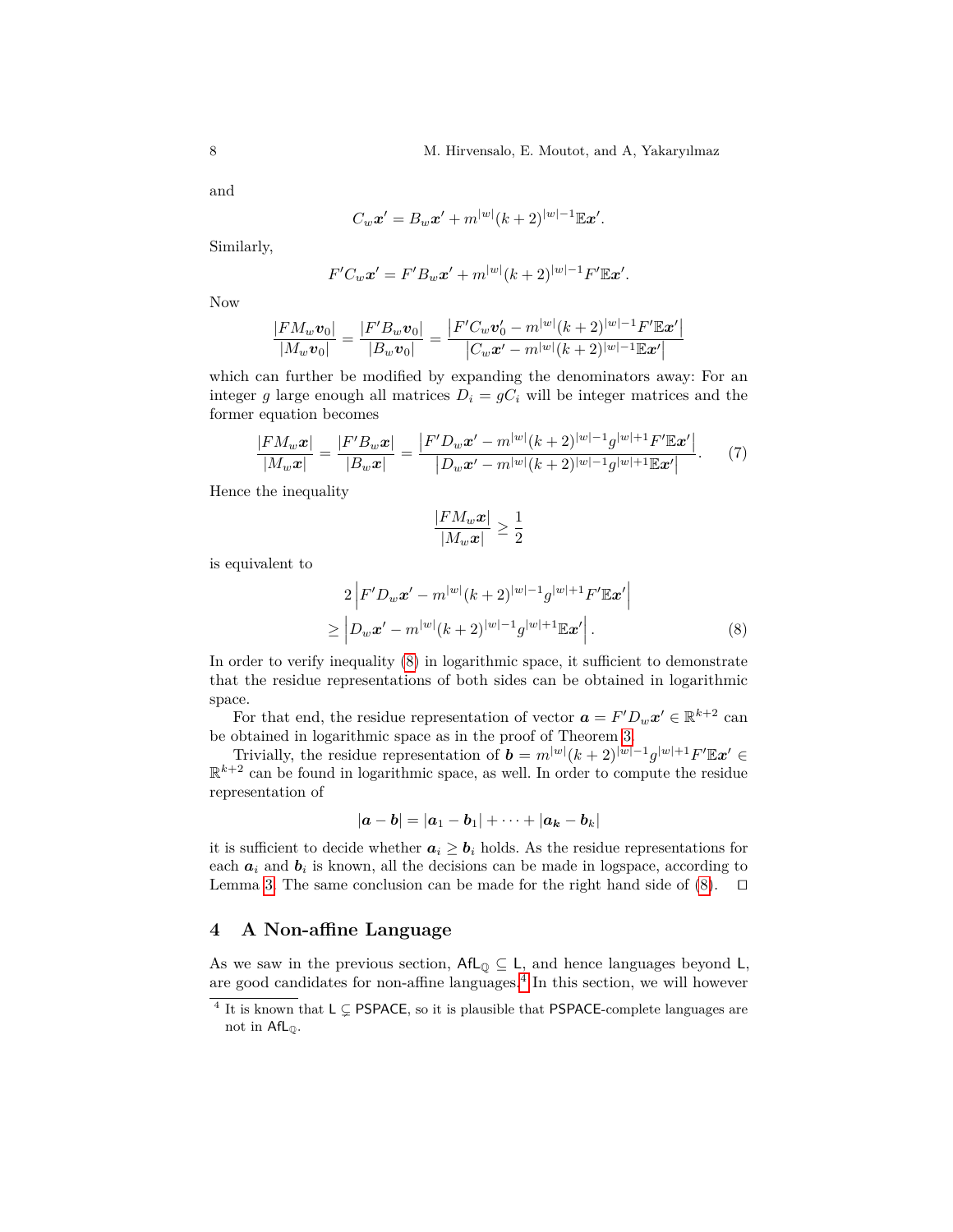and

$$C_w \boldsymbol{x}' = B_w \boldsymbol{x}' + m^{|w|}(k+2)^{|w|-1}\mathbb{E}\boldsymbol{x}'.$$

Similarly,

$$F' C_w \boldsymbol{x}' = F' B_w \boldsymbol{x}' + m^{|w|}(k+2)^{|w|-1} F'\mathbb{E}\boldsymbol{x}'.$$

Now

$$\frac{|F M_w \boldsymbol{v}_0|}{|M_w \boldsymbol{v}_0|} = \frac{|F' B_w \boldsymbol{v}_0|}{|B_w \boldsymbol{v}_0|} = \frac{\left|F' C_w \boldsymbol{v}_0' - m^{|w|}(k+2)^{|w|-1} F'\mathbb{E}\boldsymbol{x}'\right|}{\left|C_w \boldsymbol{x}' - m^{|w|}(k+2)^{|w|-1}\mathbb{E}\boldsymbol{x}'\right|}$$

which can further be modified by expanding the denominators away: For an integer $g$ large enough all matrices $D_i = gC_i$ will be integer matrices and the former equation becomes

$$\frac{|F M_w \boldsymbol{x}|}{|M_w \boldsymbol{x}|} = \frac{|F' B_w \boldsymbol{x}|}{|B_w \boldsymbol{x}|} = \frac{\left|F' D_w \boldsymbol{x}' - m^{|w|}(k+2)^{|w|-1} g^{|w|+1} F'\mathbb{E}\boldsymbol{x}'\right|}{\left|D_w \boldsymbol{x}' - m^{|w|}(k+2)^{|w|-1} g^{|w|+1}\mathbb{E}\boldsymbol{x}'\right|}. \tag{7}$$

Hence the inequality

$$\frac{|F M_w \boldsymbol{x}|}{|M_w \boldsymbol{x}|} \geq \frac{1}{2}$$

is equivalent to

$$\begin{aligned} &2\left|F' D_w \boldsymbol{x}' - m^{|w|}(k+2)^{|w|-1} g^{|w|+1} F'\mathbb{E}\boldsymbol{x}'\right| \\ &\geq \left|D_w \boldsymbol{x}' - m^{|w|}(k+2)^{|w|-1} g^{|w|+1}\mathbb{E}\boldsymbol{x}'\right|. \end{aligned} \tag{8}$$

In order to verify inequality (8) in logarithmic space, it sufficient to demonstrate that the residue representations of both sides can be obtained in logarithmic space.

For that end, the residue representation of vector $\boldsymbol{a} = F' D_w \boldsymbol{x}' \in \mathbb{R}^{k+2}$ can be obtained in logarithmic space as in the proof of Theorem 3.

Trivially, the residue representation of $\boldsymbol{b} = m^{|w|}(k+2)^{|w|-1} g^{|w|+1} F'\mathbb{E}\boldsymbol{x}' \in \mathbb{R}^{k+2}$ can be found in logarithmic space, as well. In order to compute the residue representation of

$$|\boldsymbol{a} - \boldsymbol{b}| = |\boldsymbol{a}_1 - \boldsymbol{b}_1| + \cdots + |\boldsymbol{a}_{\boldsymbol{k}} - \boldsymbol{b}_k|$$

it is sufficient to decide whether $\boldsymbol{a}_i \geq \boldsymbol{b}_i$ holds. As the residue representations for each $\boldsymbol{a}_i$ and $\boldsymbol{b}_i$ is known, all the decisions can be made in logspace, according to Lemma 3. The same conclusion can be made for the right hand side of (8). $\square$

## 4 A Non-affine Language

As we saw in the previous section, $\mathsf{AfL}_{\mathbb{Q}} \subseteq \mathsf{L}$, and hence languages beyond $\mathsf{L}$, are good candidates for non-affine languages.[4] In this section, we will however

[4] It is known that $\mathsf{L} \subsetneq \mathsf{PSPACE}$, so it is plausible that $\mathsf{PSPACE}$-complete languages are not in $\mathsf{AfL}_{\mathbb{Q}}$.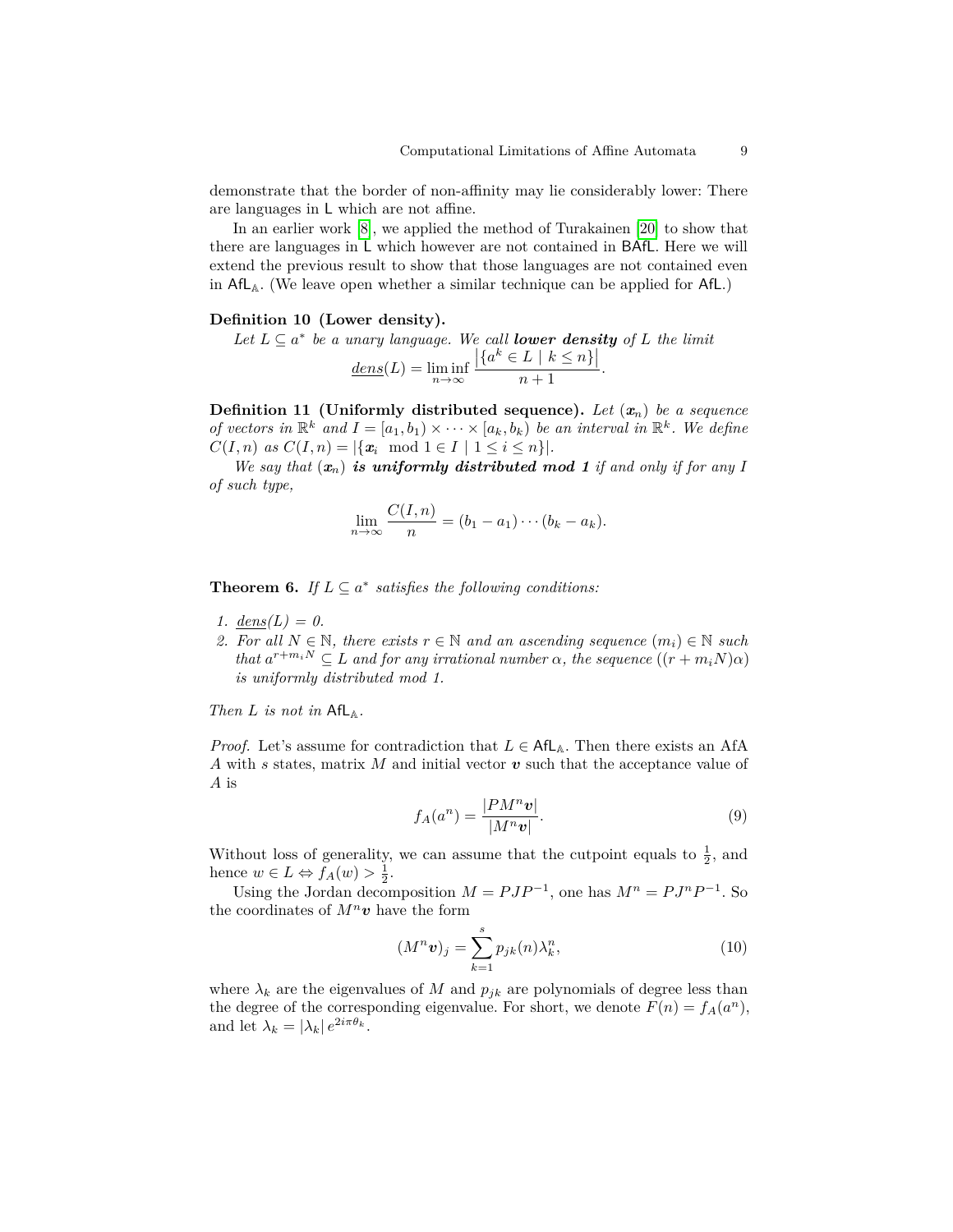demonstrate that the border of non-affinity may lie considerably lower: There are languages in $\mathsf{L}$ which are not affine.

In an earlier work [8], we applied the method of Turakainen [20] to show that there are languages in $\mathsf{L}$ which however are not contained in $\mathsf{BAfL}$. Here we will extend the previous result to show that those languages are not contained even in $\mathsf{AfL}_{\mathbb{A}}$. (We leave open whether a similar technique can be applied for $\mathsf{AfL}$.)

**Definition 10 (Lower density).**

*Let $L \subseteq a^*$ be a unary language. We call **lower density** of $L$ the limit*

$$\underline{dens}(L) = \liminf_{n\to\infty} \frac{\left|\{a^k \in L \mid k \leq n\}\right|}{n+1}.$$

**Definition 11 (Uniformly distributed sequence).** *Let $(\boldsymbol{x}_n)$ be a sequence of vectors in $\mathbb{R}^k$ and $I = [a_1, b_1) \times \cdots \times [a_k, b_k)$ be an interval in $\mathbb{R}^k$. We define $C(I,n)$ as $C(I,n) = |\{\boldsymbol{x}_i \mod 1 \in I \mid 1 \leq i \leq n\}|$.*

*We say that $(\boldsymbol{x}_n)$ **is uniformly distributed mod 1** if and only if for any $I$ of such type,*

$$\lim_{n\to\infty} \frac{C(I,n)}{n} = (b_1 - a_1)\cdots(b_k - a_k).$$

**Theorem 6.** *If $L \subseteq a^*$ satisfies the following conditions:*

1. *$\underline{dens}(L) = 0$.*
2. *For all $N \in \mathbb{N}$, there exists $r \in \mathbb{N}$ and an ascending sequence $(m_i) \in \mathbb{N}$ such that $a^{r+m_iN} \subseteq L$ and for any irrational number $\alpha$, the sequence $((r + m_iN)\alpha)$ is uniformly distributed mod 1.*

*Then $L$ is not in $\mathsf{AfL}_{\mathbb{A}}$.*

*Proof.* Let's assume for contradiction that $L \in \mathsf{AfL}_{\mathbb{A}}$. Then there exists an AfA $A$ with $s$ states, matrix $M$ and initial vector $\boldsymbol{v}$ such that the acceptance value of $A$ is

$$f_A(a^n) = \frac{|PM^n\boldsymbol{v}|}{|M^n\boldsymbol{v}|}. \tag{9}$$

Without loss of generality, we can assume that the cutpoint equals to $\frac{1}{2}$, and hence $w \in L \Leftrightarrow f_A(w) > \frac{1}{2}$.

Using the Jordan decomposition $M = PJP^{-1}$, one has $M^n = PJ^nP^{-1}$. So the coordinates of $M^n\boldsymbol{v}$ have the form

$$(M^n\boldsymbol{v})_j = \sum_{k=1}^{s} p_{jk}(n)\lambda_k^n, \tag{10}$$

where $\lambda_k$ are the eigenvalues of $M$ and $p_{jk}$ are polynomials of degree less than the degree of the corresponding eigenvalue. For short, we denote $F(n) = f_A(a^n)$, and let $\lambda_k = |\lambda_k|\, e^{2i\pi\theta_k}$.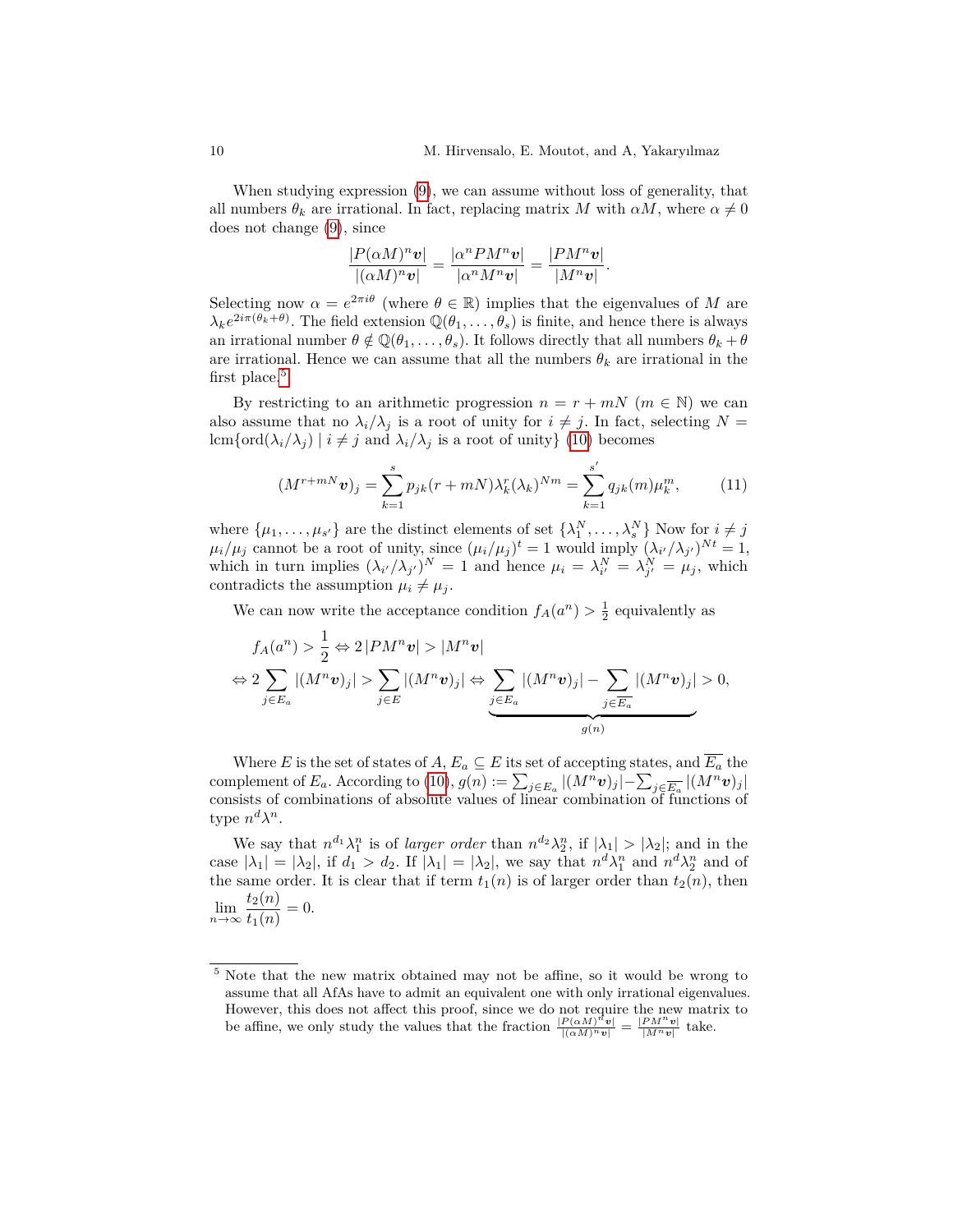When studying expression (9), we can assume without loss of generality, that all numbers $\theta_k$ are irrational. In fact, replacing matrix $M$ with $\alpha M$, where $\alpha \neq 0$ does not change (9), since

$$\frac{|P(\alpha M)^n \boldsymbol{v}|}{|(\alpha M)^n \boldsymbol{v}|} = \frac{|\alpha^n P M^n \boldsymbol{v}|}{|\alpha^n M^n \boldsymbol{v}|} = \frac{|P M^n \boldsymbol{v}|}{|M^n \boldsymbol{v}|}.$$

Selecting now $\alpha = e^{2\pi i \theta}$ (where $\theta \in \mathbb{R}$) implies that the eigenvalues of $M$ are $\lambda_k e^{2i\pi(\theta_k + \theta)}$. The field extension $\mathbb{Q}(\theta_1, \ldots, \theta_s)$ is finite, and hence there is always an irrational number $\theta \notin \mathbb{Q}(\theta_1, \ldots, \theta_s)$. It follows directly that all numbers $\theta_k + \theta$ are irrational. Hence we can assume that all the numbers $\theta_k$ are irrational in the first place.[5]

By restricting to an arithmetic progression $n = r + mN$ ($m \in \mathbb{N}$) we can also assume that no $\lambda_i/\lambda_j$ is a root of unity for $i \neq j$. In fact, selecting $N = \operatorname{lcm}\{\operatorname{ord}(\lambda_i/\lambda_j) \mid i \neq j \text{ and } \lambda_i/\lambda_j \text{ is a root of unity}\}$ (10) becomes

$$(M^{r+mN}\boldsymbol{v})_j = \sum_{k=1}^{s} p_{jk}(r+mN)\lambda_k^r(\lambda_k)^{Nm} = \sum_{k=1}^{s'} q_{jk}(m)\mu_k^m, \tag{11}$$

where $\{\mu_1, \ldots, \mu_{s'}\}$ are the distinct elements of set $\{\lambda_1^N, \ldots, \lambda_s^N\}$ Now for $i \neq j$ $\mu_i/\mu_j$ cannot be a root of unity, since $(\mu_i/\mu_j)^t = 1$ would imply $(\lambda_{i'}/\lambda_{j'})^{Nt} = 1$, which in turn implies $(\lambda_{i'}/\lambda_{j'})^N = 1$ and hence $\mu_i = \lambda_{i'}^N = \lambda_{j'}^N = \mu_j$, which contradicts the assumption $\mu_i \neq \mu_j$.

We can now write the acceptance condition $f_A(a^n) > \frac{1}{2}$ equivalently as

$$\begin{aligned} f_A(a^n) > \frac{1}{2} &\Leftrightarrow 2\,|PM^n\boldsymbol{v}| > |M^n\boldsymbol{v}| \\ \Leftrightarrow 2\sum_{j\in E_a} |(M^n\boldsymbol{v})_j| > \sum_{j\in E} |(M^n\boldsymbol{v})_j| &\Leftrightarrow \underbrace{\sum_{j\in E_a} |(M^n\boldsymbol{v})_j| - \sum_{j\in \overline{E_a}} |(M^n\boldsymbol{v})_j|}_{g(n)} > 0, \end{aligned}$$

Where $E$ is the set of states of $A$, $E_a \subseteq E$ its set of accepting states, and $\overline{E_a}$ the complement of $E_a$. According to (10), $g(n) := \sum_{j\in E_a} |(M^n\boldsymbol{v})_j| - \sum_{j\in\overline{E_a}} |(M^n\boldsymbol{v})_j|$ consists of combinations of absolute values of linear combination of functions of type $n^d\lambda^n$.

We say that $n^{d_1}\lambda_1^n$ is of *larger order* than $n^{d_2}\lambda_2^n$, if $|\lambda_1| > |\lambda_2|$; and in the case $|\lambda_1| = |\lambda_2|$, if $d_1 > d_2$. If $|\lambda_1| = |\lambda_2|$, we say that $n^d\lambda_1^n$ and $n^d\lambda_2^n$ and of the same order. It is clear that if term $t_1(n)$ is of larger order than $t_2(n)$, then $\lim\limits_{n\to\infty} \dfrac{t_2(n)}{t_1(n)} = 0$.

[5] Note that the new matrix obtained may not be affine, so it would be wrong to assume that all AfAs have to admit an equivalent one with only irrational eigenvalues. However, this does not affect this proof, since we do not require the new matrix to be affine, we only study the values that the fraction $\frac{|P(\alpha M)^n \boldsymbol{v}|}{|(\alpha M)^n \boldsymbol{v}|} = \frac{|PM^n\boldsymbol{v}|}{|M^n\boldsymbol{v}|}$ take.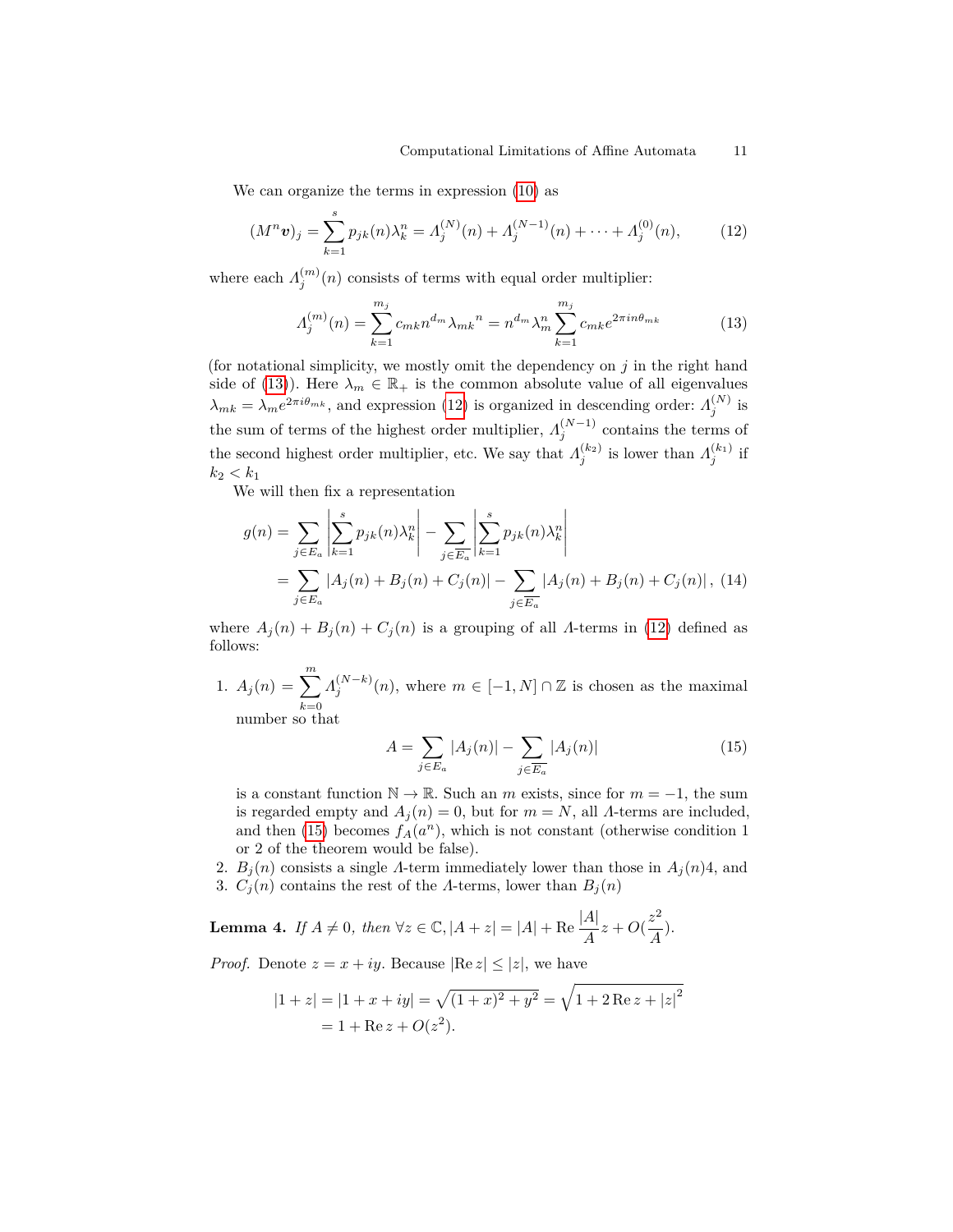We can organize the terms in expression (10) as

$$(M^n \boldsymbol{v})_j = \sum_{k=1}^{s} p_{jk}(n)\lambda_k^n = \Lambda_j^{(N)}(n) + \Lambda_j^{(N-1)}(n) + \cdots + \Lambda_j^{(0)}(n), \tag{12}$$

where each $\Lambda_j^{(m)}(n)$ consists of terms with equal order multiplier:

$$\Lambda_j^{(m)}(n) = \sum_{k=1}^{m_j} c_{mk} n^{d_m} {\lambda_{mk}}^n = n^{d_m}\lambda_m^n \sum_{k=1}^{m_j} c_{mk} e^{2\pi i n \theta_{mk}} \tag{13}$$

(for notational simplicity, we mostly omit the dependency on $j$ in the right hand side of (13)). Here $\lambda_m \in \mathbb{R}_+$ is the common absolute value of all eigenvalues $\lambda_{mk} = \lambda_m e^{2\pi i \theta_{mk}}$, and expression (12) is organized in descending order: $\Lambda_j^{(N)}$ is the sum of terms of the highest order multiplier, $\Lambda_j^{(N-1)}$ contains the terms of the second highest order multiplier, etc. We say that $\Lambda_j^{(k_2)}$ is lower than $\Lambda_j^{(k_1)}$ if $k_2 < k_1$

We will then fix a representation

$$\begin{aligned} g(n) &= \sum_{j \in E_a} \left| \sum_{k=1}^{s} p_{jk}(n)\lambda_k^n \right| - \sum_{j \in \overline{E_a}} \left| \sum_{k=1}^{s} p_{jk}(n)\lambda_k^n \right| \\ &= \sum_{j \in E_a} |A_j(n) + B_j(n) + C_j(n)| - \sum_{j \in \overline{E_a}} |A_j(n) + B_j(n) + C_j(n)|, \end{aligned} \tag{14}$$

where $A_j(n) + B_j(n) + C_j(n)$ is a grouping of all $\Lambda$-terms in (12) defined as follows:

1. $A_j(n) = \sum_{k=0}^{m} \Lambda_j^{(N-k)}(n)$, where $m \in [-1, N] \cap \mathbb{Z}$ is chosen as the maximal number so that

$$A = \sum_{j \in E_a} |A_j(n)| - \sum_{j \in \overline{E_a}} |A_j(n)| \tag{15}$$

is a constant function $\mathbb{N} \to \mathbb{R}$. Such an $m$ exists, since for $m = -1$, the sum is regarded empty and $A_j(n) = 0$, but for $m = N$, all $\Lambda$-terms are included, and then (15) becomes $f_{\mathcal{A}}(a^n)$, which is not constant (otherwise condition 1 or 2 of the theorem would be false).

2. $B_j(n)$ consists a single $\Lambda$-term immediately lower than those in $A_j(n)$4, and
3. $C_j(n)$ contains the rest of the $\Lambda$-terms, lower than $B_j(n)$

**Lemma 4.** *If $A \neq 0$, then $\forall z \in \mathbb{C}, |A + z| = |A| + \operatorname{Re} \frac{|A|}{A} z + O(\frac{z^2}{A})$.*

*Proof.* Denote $z = x + iy$. Because $|\operatorname{Re} z| \leq |z|$, we have

$$\begin{aligned} |1 + z| &= |1 + x + iy| = \sqrt{(1+x)^2 + y^2} = \sqrt{1 + 2\operatorname{Re} z + |z|^2} \\ &= 1 + \operatorname{Re} z + O(z^2). \end{aligned}$$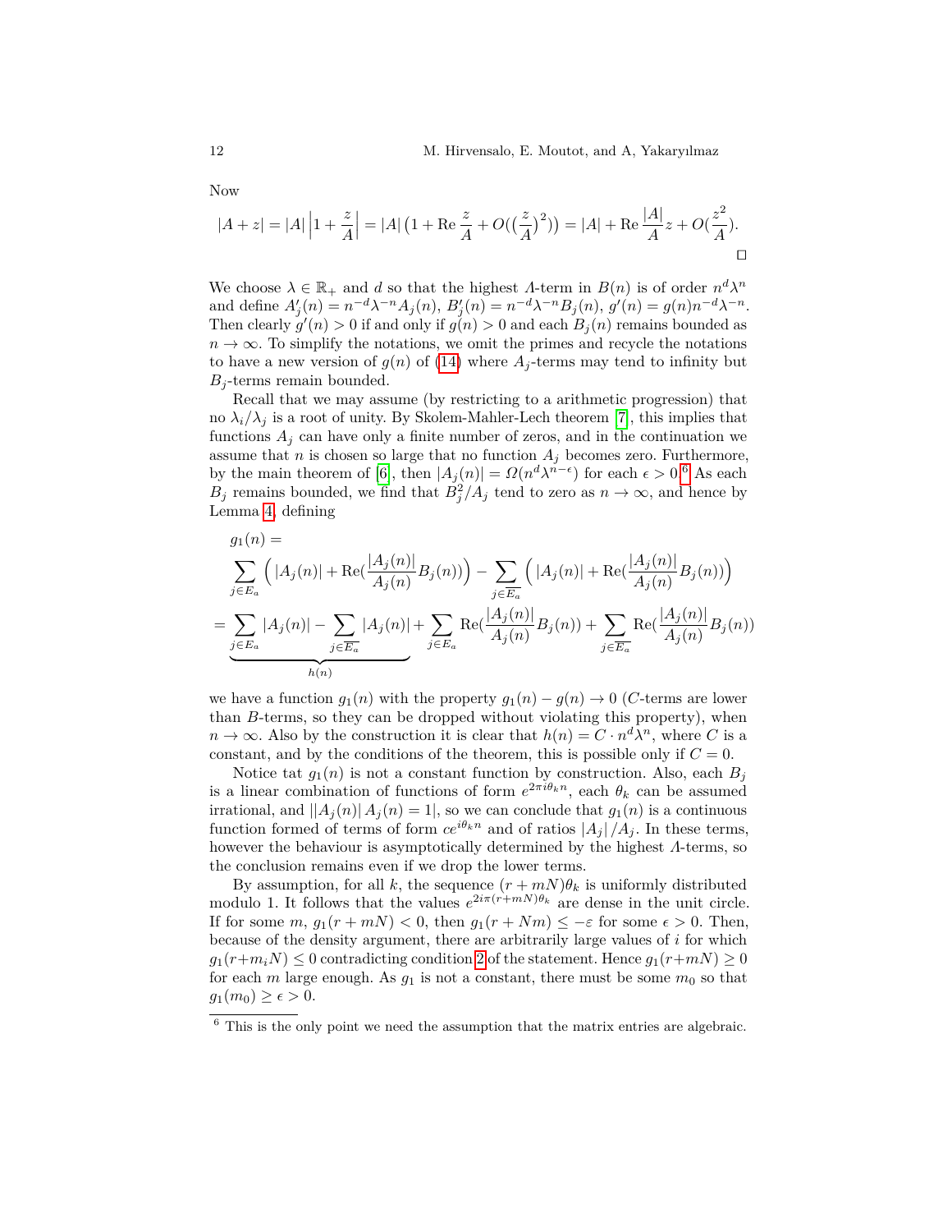Now

$$|A+z| = |A|\left|1+\frac{z}{A}\right| = |A|\left(1+\operatorname{Re}\frac{z}{A}+O((\frac{z}{A})^2)\right) = |A| + \operatorname{Re}\frac{|A|}{A}z + O(\frac{z^2}{A}).$$

□

We choose $\lambda \in \mathbb{R}_+$ and $d$ so that the highest $\Lambda$-term in $B(n)$ is of order $n^d\lambda^n$ and define $A'_j(n) = n^{-d}\lambda^{-n}A_j(n)$, $B'_j(n) = n^{-d}\lambda^{-n}B_j(n)$, $g'(n) = g(n)n^{-d}\lambda^{-n}$. Then clearly $g'(n) > 0$ if and only if $g(n) > 0$ and each $B_j(n)$ remains bounded as $n \to \infty$. To simplify the notations, we omit the primes and recycle the notations to have a new version of $g(n)$ of (14) where $A_j$-terms may tend to infinity but $B_j$-terms remain bounded.

Recall that we may assume (by restricting to a arithmetic progression) that no $\lambda_i/\lambda_j$ is a root of unity. By Skolem-Mahler-Lech theorem [7], this implies that functions $A_j$ can have only a finite number of zeros, and in the continuation we assume that $n$ is chosen so large that no function $A_j$ becomes zero. Furthermore, by the main theorem of [6], then $|A_j(n)| = \Omega(n^d\lambda^{n-\epsilon})$ for each $\epsilon > 0$.[6] As each $B_j$ remains bounded, we find that $B_j^2/A_j$ tend to zero as $n \to \infty$, and hence by Lemma 4, defining

$$\begin{aligned}
&g_1(n) = \\
&\sum_{j\in E_a}\left(|A_j(n)| + \operatorname{Re}(\frac{|A_j(n)|}{A_j(n)}B_j(n))\right) - \sum_{j\in \overline{E_a}}\left(|A_j(n)| + \operatorname{Re}(\frac{|A_j(n)|}{A_j(n)}B_j(n))\right) \\
&= \underbrace{\sum_{j\in E_a}|A_j(n)| - \sum_{j\in \overline{E_a}}|A_j(n)|}_{h(n)} + \sum_{j\in E_a}\operatorname{Re}(\frac{|A_j(n)|}{A_j(n)}B_j(n)) + \sum_{j\in \overline{E_a}}\operatorname{Re}(\frac{|A_j(n)|}{A_j(n)}B_j(n))
\end{aligned}$$

we have a function $g_1(n)$ with the property $g_1(n) - g(n) \to 0$ ($C$-terms are lower than $B$-terms, so they can be dropped without violating this property), when $n \to \infty$. Also by the construction it is clear that $h(n) = C \cdot n^d\lambda^n$, where $C$ is a constant, and by the conditions of the theorem, this is possible only if $C = 0$.

Notice tat $g_1(n)$ is not a constant function by construction. Also, each $B_j$ is a linear combination of functions of form $e^{2\pi i\theta_k n}$, each $\theta_k$ can be assumed irrational, and $||A_j(n)|\, A_j(n) = 1|$, so we can conclude that $g_1(n)$ is a continuous function formed of terms of form $ce^{i\theta_k n}$ and of ratios $|A_j|/A_j$. In these terms, however the behaviour is asymptotically determined by the highest $\Lambda$-terms, so the conclusion remains even if we drop the lower terms.

By assumption, for all $k$, the sequence $(r+mN)\theta_k$ is uniformly distributed modulo 1. It follows that the values $e^{2i\pi(r+mN)\theta_k}$ are dense in the unit circle. If for some $m$, $g_1(r+mN) < 0$, then $g_1(r+Nm) \le -\varepsilon$ for some $\epsilon > 0$. Then, because of the density argument, there are arbitrarily large values of $i$ for which $g_1(r+m_iN) \le 0$ contradicting condition 2 of the statement. Hence $g_1(r+mN) \ge 0$ for each $m$ large enough. As $g_1$ is not a constant, there must be some $m_0$ so that $g_1(m_0) \ge \epsilon > 0$.

[6] This is the only point we need the assumption that the matrix entries are algebraic.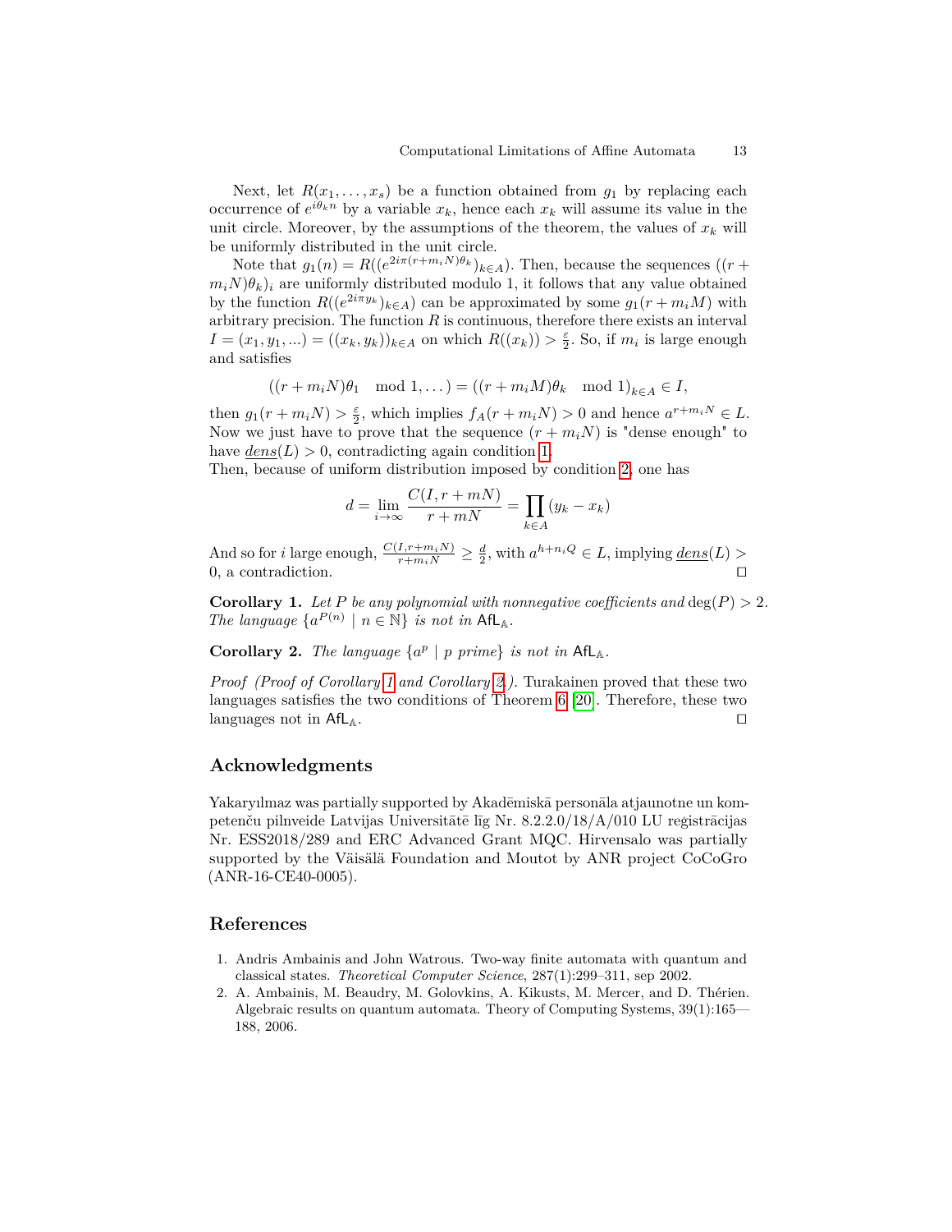Next, let $R(x_1, \dots, x_s)$ be a function obtained from $g_1$ by replacing each occurrence of $e^{i\theta_k n}$ by a variable $x_k$, hence each $x_k$ will assume its value in the unit circle. Moreover, by the assumptions of the theorem, the values of $x_k$ will be uniformly distributed in the unit circle.

Note that $g_1(n) = R((e^{2i\pi(r+m_iN)\theta_k})_{k\in A})$. Then, because the sequences $((r + m_iN)\theta_k)_i$ are uniformly distributed modulo 1, it follows that any value obtained by the function $R((e^{2i\pi y_k})_{k\in A})$ can be approximated by some $g_1(r + m_iM)$ with arbitrary precision. The function $R$ is continuous, therefore there exists an interval $I = (x_1, y_1, ...) = ((x_k, y_k))_{k\in A}$ on which $R((x_k)) > \frac{\varepsilon}{2}$. So, if $m_i$ is large enough and satisfies

$$((r + m_iN)\theta_1 \mod 1, \dots) = ((r + m_iM)\theta_k \mod 1)_{k\in A} \in I,$$

then $g_1(r + m_iN) > \frac{\varepsilon}{2}$, which implies $f_A(r + m_iN) > 0$ and hence $a^{r+m_iN} \in L$. Now we just have to prove that the sequence $(r + m_iN)$ is "dense enough" to have $\underline{dens}(L) > 0$, contradicting again condition 1.
Then, because of uniform distribution imposed by condition 2, one has

$$d = \lim_{i\to\infty} \frac{C(I, r + mN)}{r + mN} = \prod_{k\in A} (y_k - x_k)$$

And so for $i$ large enough, $\frac{C(I, r+m_iN)}{r+m_iN} \geq \frac{d}{2}$, with $a^{h+n_iQ} \in L$, implying $\underline{dens}(L) > 0$, a contradiction. □

**Corollary 1.** *Let $P$ be any polynomial with nonnegative coefficients and $\deg(P) > 2$. The language $\{a^{P(n)} \mid n \in \mathbb{N}\}$ is not in $\mathsf{AfL}_{\mathbb{A}}$.*

**Corollary 2.** *The language $\{a^p \mid p \text{ prime}\}$ is not in $\mathsf{AfL}_{\mathbb{A}}$.*

*Proof (Proof of Corollary 1 and Corollary 2).* Turakainen proved that these two languages satisfies the two conditions of Theorem 6 [20]. Therefore, these two languages not in $\mathsf{AfL}_{\mathbb{A}}$. □

## Acknowledgments

Yakaryılmaz was partially supported by Akadēmiskā personāla atjaunotne un kompetenču pilnveide Latvijas Universitātē līg Nr. 8.2.2.0/18/A/010 LU reģistrācijas Nr. ESS2018/289 and ERC Advanced Grant MQC. Hirvensalo was partially supported by the Väisälä Foundation and Moutot by ANR project CoCoGro (ANR-16-CE40-0005).

## References

1. Andris Ambainis and John Watrous. Two-way finite automata with quantum and classical states. *Theoretical Computer Science*, 287(1):299–311, sep 2002.
2. A. Ambainis, M. Beaudry, M. Golovkins, A. Ķikusts, M. Mercer, and D. Thérien. Algebraic results on quantum automata. Theory of Computing Systems, 39(1):165—188, 2006.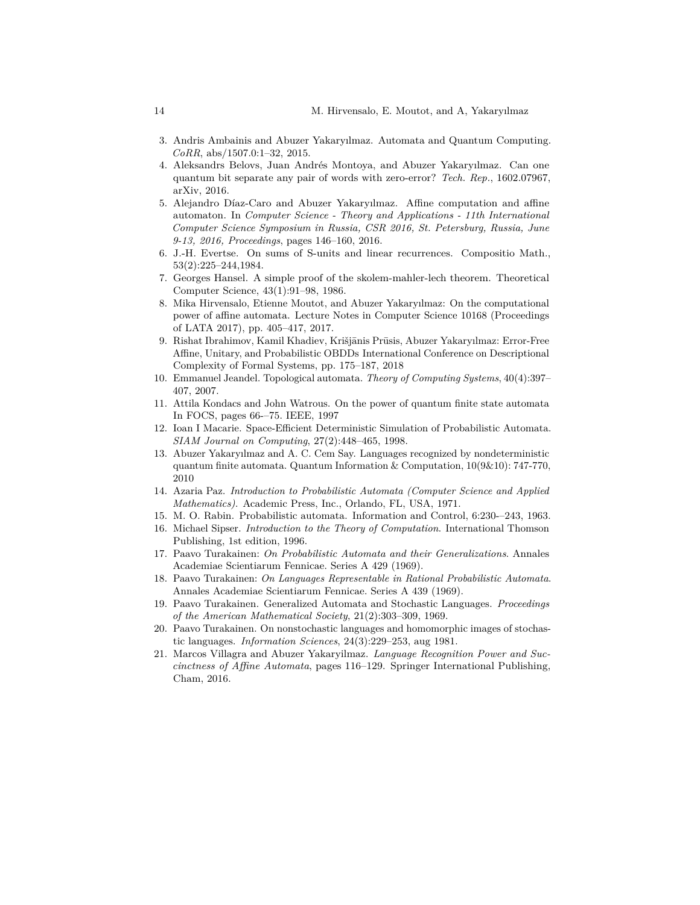3. Andris Ambainis and Abuzer Yakaryılmaz. Automata and Quantum Computing. *CoRR*, abs/1507.0:1–32, 2015.
4. Aleksandrs Belovs, Juan Andrés Montoya, and Abuzer Yakaryılmaz. Can one quantum bit separate any pair of words with zero-error? *Tech. Rep.*, 1602.07967, arXiv, 2016.
5. Alejandro Díaz-Caro and Abuzer Yakaryılmaz. Affine computation and affine automaton. In *Computer Science - Theory and Applications - 11th International Computer Science Symposium in Russia, CSR 2016, St. Petersburg, Russia, June 9-13, 2016, Proceedings*, pages 146–160, 2016.
6. J.-H. Evertse. On sums of S-units and linear recurrences. Compositio Math., 53(2):225–244,1984.
7. Georges Hansel. A simple proof of the skolem-mahler-lech theorem. Theoretical Computer Science, 43(1):91–98, 1986.
8. Mika Hirvensalo, Etienne Moutot, and Abuzer Yakaryılmaz: On the computational power of affine automata. Lecture Notes in Computer Science 10168 (Proceedings of LATA 2017), pp. 405–417, 2017.
9. Rishat Ibrahimov, Kamil Khadiev, Krišjānis Prūsis, Abuzer Yakaryılmaz: Error-Free Affine, Unitary, and Probabilistic OBDDs International Conference on Descriptional Complexity of Formal Systems, pp. 175–187, 2018
10. Emmanuel Jeandel. Topological automata. *Theory of Computing Systems*, 40(4):397–407, 2007.
11. Attila Kondacs and John Watrous. On the power of quantum finite state automata In FOCS, pages 66-–75. IEEE, 1997
12. Ioan I Macarie. Space-Efficient Deterministic Simulation of Probabilistic Automata. *SIAM Journal on Computing*, 27(2):448–465, 1998.
13. Abuzer Yakaryılmaz and A. C. Cem Say. Languages recognized by nondeterministic quantum finite automata. Quantum Information & Computation, 10(9&10): 747-770, 2010
14. Azaria Paz. *Introduction to Probabilistic Automata (Computer Science and Applied Mathematics)*. Academic Press, Inc., Orlando, FL, USA, 1971.
15. M. O. Rabin. Probabilistic automata. Information and Control, 6:230-–243, 1963.
16. Michael Sipser. *Introduction to the Theory of Computation*. International Thomson Publishing, 1st edition, 1996.
17. Paavo Turakainen: *On Probabilistic Automata and their Generalizations*. Annales Academiae Scientiarum Fennicae. Series A 429 (1969).
18. Paavo Turakainen: *On Languages Representable in Rational Probabilistic Automata*. Annales Academiae Scientiarum Fennicae. Series A 439 (1969).
19. Paavo Turakainen. Generalized Automata and Stochastic Languages. *Proceedings of the American Mathematical Society*, 21(2):303–309, 1969.
20. Paavo Turakainen. On nonstochastic languages and homomorphic images of stochastic languages. *Information Sciences*, 24(3):229–253, aug 1981.
21. Marcos Villagra and Abuzer Yakaryilmaz. *Language Recognition Power and Succinctness of Affine Automata*, pages 116–129. Springer International Publishing, Cham, 2016.